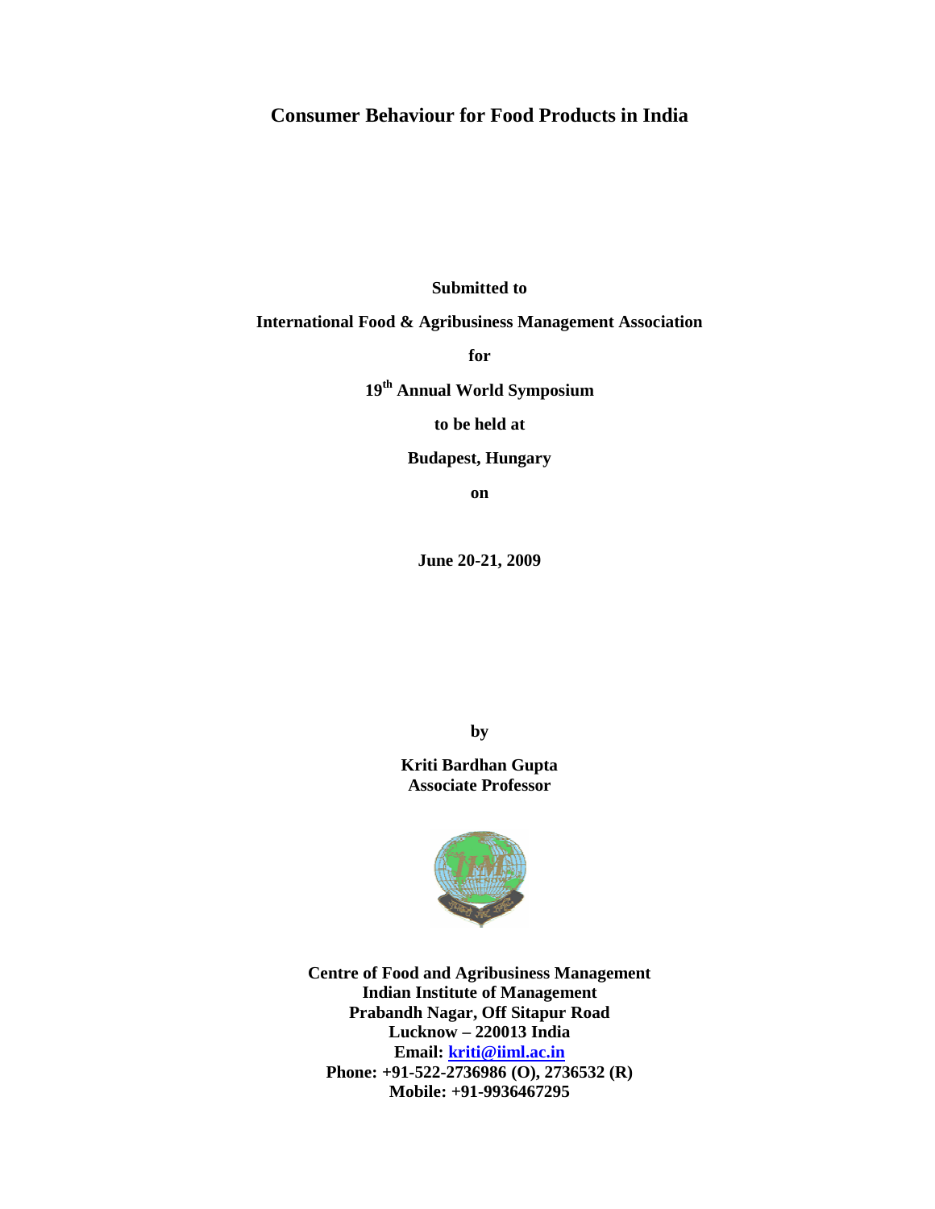# Consumer Behaviour for Food Products in India

**Submitted to**

**International Food & Agribusiness Management Association**

**for**

**19th Annual World Symposium**

**to be held at**

**Budapest, Hungary**

**on**

**June 20-21, 2009**

**by**

**Kriti Bardhan Gupta**
**Associate Professor**

**Centre of Food and Agribusiness Management**
**Indian Institute of Management**
**Prabandh Nagar, Off Sitapur Road**
**Lucknow – 220013 India**
**Email: kriti@iiml.ac.in**
**Phone: +91-522-2736986 (O), 2736532 (R)**
**Mobile: +91-9936467295**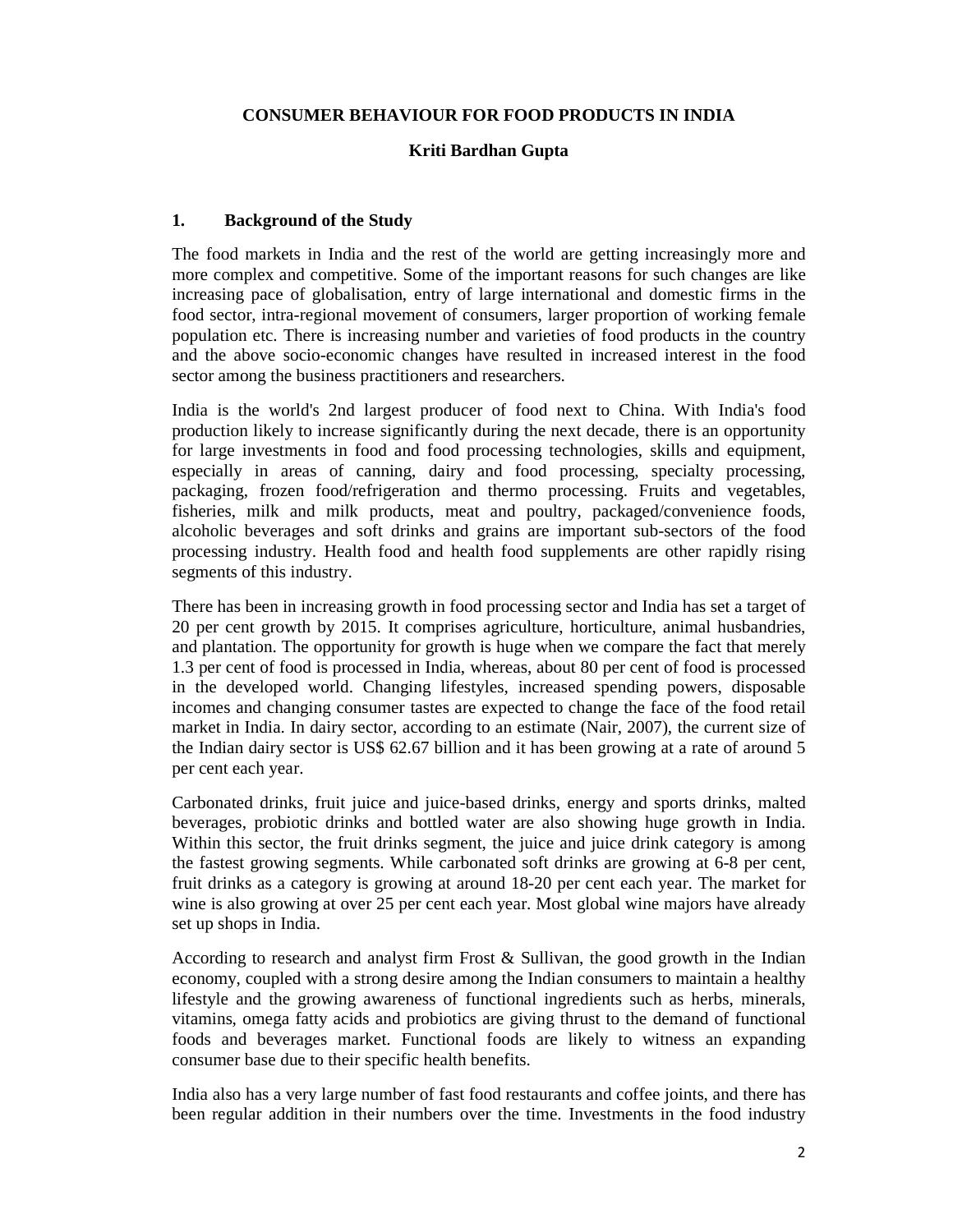**CONSUMER BEHAVIOUR FOR FOOD PRODUCTS IN INDIA**

**Kriti Bardhan Gupta**

## 1. Background of the Study

The food markets in India and the rest of the world are getting increasingly more and more complex and competitive. Some of the important reasons for such changes are like increasing pace of globalisation, entry of large international and domestic firms in the food sector, intra-regional movement of consumers, larger proportion of working female population etc. There is increasing number and varieties of food products in the country and the above socio-economic changes have resulted in increased interest in the food sector among the business practitioners and researchers.

India is the world's 2nd largest producer of food next to China. With India's food production likely to increase significantly during the next decade, there is an opportunity for large investments in food and food processing technologies, skills and equipment, especially in areas of canning, dairy and food processing, specialty processing, packaging, frozen food/refrigeration and thermo processing. Fruits and vegetables, fisheries, milk and milk products, meat and poultry, packaged/convenience foods, alcoholic beverages and soft drinks and grains are important sub-sectors of the food processing industry. Health food and health food supplements are other rapidly rising segments of this industry.

There has been in increasing growth in food processing sector and India has set a target of 20 per cent growth by 2015. It comprises agriculture, horticulture, animal husbandries, and plantation. The opportunity for growth is huge when we compare the fact that merely 1.3 per cent of food is processed in India, whereas, about 80 per cent of food is processed in the developed world. Changing lifestyles, increased spending powers, disposable incomes and changing consumer tastes are expected to change the face of the food retail market in India. In dairy sector, according to an estimate (Nair, 2007), the current size of the Indian dairy sector is US$ 62.67 billion and it has been growing at a rate of around 5 per cent each year.

Carbonated drinks, fruit juice and juice-based drinks, energy and sports drinks, malted beverages, probiotic drinks and bottled water are also showing huge growth in India. Within this sector, the fruit drinks segment, the juice and juice drink category is among the fastest growing segments. While carbonated soft drinks are growing at 6-8 per cent, fruit drinks as a category is growing at around 18-20 per cent each year. The market for wine is also growing at over 25 per cent each year. Most global wine majors have already set up shops in India.

According to research and analyst firm Frost & Sullivan, the good growth in the Indian economy, coupled with a strong desire among the Indian consumers to maintain a healthy lifestyle and the growing awareness of functional ingredients such as herbs, minerals, vitamins, omega fatty acids and probiotics are giving thrust to the demand of functional foods and beverages market. Functional foods are likely to witness an expanding consumer base due to their specific health benefits.

India also has a very large number of fast food restaurants and coffee joints, and there has been regular addition in their numbers over the time. Investments in the food industry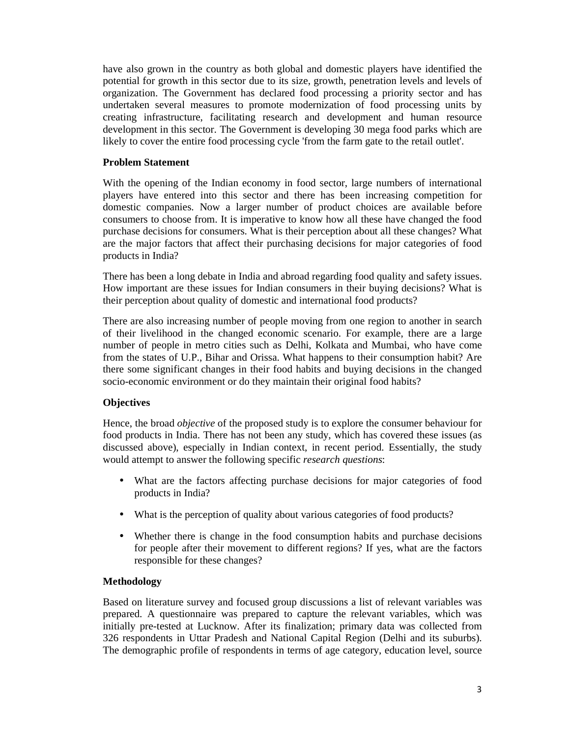have also grown in the country as both global and domestic players have identified the potential for growth in this sector due to its size, growth, penetration levels and levels of organization. The Government has declared food processing a priority sector and has undertaken several measures to promote modernization of food processing units by creating infrastructure, facilitating research and development and human resource development in this sector. The Government is developing 30 mega food parks which are likely to cover the entire food processing cycle 'from the farm gate to the retail outlet'.

**Problem Statement**

With the opening of the Indian economy in food sector, large numbers of international players have entered into this sector and there has been increasing competition for domestic companies. Now a larger number of product choices are available before consumers to choose from. It is imperative to know how all these have changed the food purchase decisions for consumers. What is their perception about all these changes? What are the major factors that affect their purchasing decisions for major categories of food products in India?

There has been a long debate in India and abroad regarding food quality and safety issues. How important are these issues for Indian consumers in their buying decisions? What is their perception about quality of domestic and international food products?

There are also increasing number of people moving from one region to another in search of their livelihood in the changed economic scenario. For example, there are a large number of people in metro cities such as Delhi, Kolkata and Mumbai, who have come from the states of U.P., Bihar and Orissa. What happens to their consumption habit? Are there some significant changes in their food habits and buying decisions in the changed socio-economic environment or do they maintain their original food habits?

**Objectives**

Hence, the broad *objective* of the proposed study is to explore the consumer behaviour for food products in India. There has not been any study, which has covered these issues (as discussed above), especially in Indian context, in recent period. Essentially, the study would attempt to answer the following specific *research questions*:

- What are the factors affecting purchase decisions for major categories of food products in India?
- What is the perception of quality about various categories of food products?
- Whether there is change in the food consumption habits and purchase decisions for people after their movement to different regions? If yes, what are the factors responsible for these changes?

**Methodology**

Based on literature survey and focused group discussions a list of relevant variables was prepared. A questionnaire was prepared to capture the relevant variables, which was initially pre-tested at Lucknow. After its finalization; primary data was collected from 326 respondents in Uttar Pradesh and National Capital Region (Delhi and its suburbs). The demographic profile of respondents in terms of age category, education level, source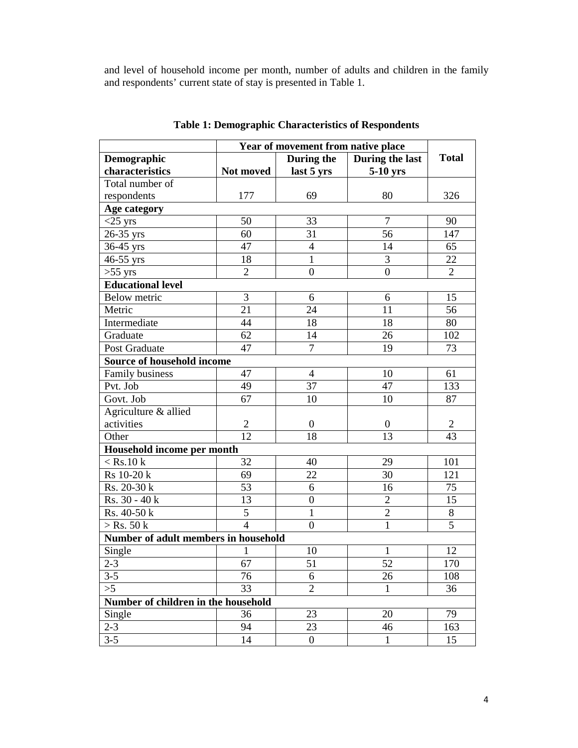and level of household income per month, number of adults and children in the family and respondents' current state of stay is presented in Table 1.

**Table 1: Demographic Characteristics of Respondents**

| Demographic characteristics | Year of movement from native place | | | Total |
|---|---|---|---|---|
| | Not moved | During the last 5 yrs | During the last 5-10 yrs | |
| Total number of respondents | 177 | 69 | 80 | 326 |
| **Age category** | | | | |
| <25 yrs | 50 | 33 | 7 | 90 |
| 26-35 yrs | 60 | 31 | 56 | 147 |
| 36-45 yrs | 47 | 4 | 14 | 65 |
| 46-55 yrs | 18 | 1 | 3 | 22 |
| >55 yrs | 2 | 0 | 0 | 2 |
| **Educational level** | | | | |
| Below metric | 3 | 6 | 6 | 15 |
| Metric | 21 | 24 | 11 | 56 |
| Intermediate | 44 | 18 | 18 | 80 |
| Graduate | 62 | 14 | 26 | 102 |
| Post Graduate | 47 | 7 | 19 | 73 |
| **Source of household income** | | | | |
| Family business | 47 | 4 | 10 | 61 |
| Pvt. Job | 49 | 37 | 47 | 133 |
| Govt. Job | 67 | 10 | 10 | 87 |
| Agriculture & allied activities | 2 | 0 | 0 | 2 |
| Other | 12 | 18 | 13 | 43 |
| **Household income per month** | | | | |
| < Rs.10 k | 32 | 40 | 29 | 101 |
| Rs 10-20 k | 69 | 22 | 30 | 121 |
| Rs. 20-30 k | 53 | 6 | 16 | 75 |
| Rs. 30 - 40 k | 13 | 0 | 2 | 15 |
| Rs. 40-50 k | 5 | 1 | 2 | 8 |
| > Rs. 50 k | 4 | 0 | 1 | 5 |
| **Number of adult members in household** | | | | |
| Single | 1 | 10 | 1 | 12 |
| 2-3 | 67 | 51 | 52 | 170 |
| 3-5 | 76 | 6 | 26 | 108 |
| >5 | 33 | 2 | 1 | 36 |
| **Number of children in the household** | | | | |
| Single | 36 | 23 | 20 | 79 |
| 2-3 | 94 | 23 | 46 | 163 |
| 3-5 | 14 | 0 | 1 | 15 |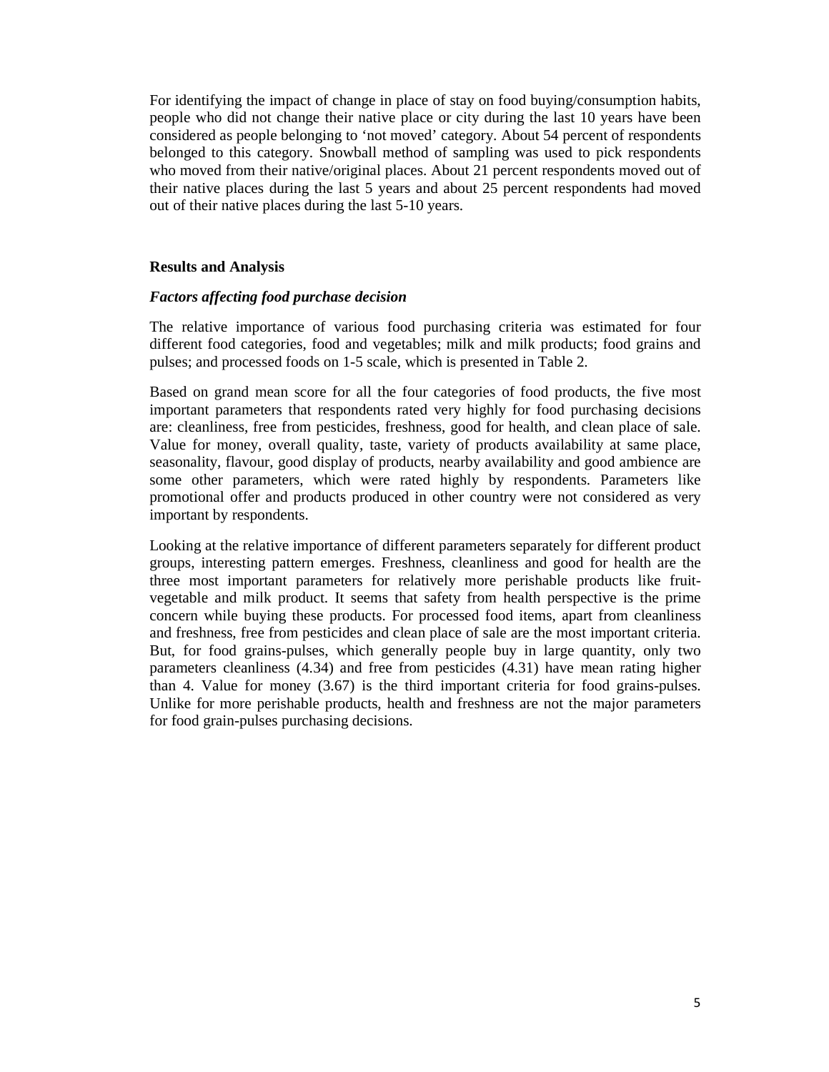For identifying the impact of change in place of stay on food buying/consumption habits, people who did not change their native place or city during the last 10 years have been considered as people belonging to 'not moved' category. About 54 percent of respondents belonged to this category. Snowball method of sampling was used to pick respondents who moved from their native/original places. About 21 percent respondents moved out of their native places during the last 5 years and about 25 percent respondents had moved out of their native places during the last 5-10 years.

## Results and Analysis

### *Factors affecting food purchase decision*

The relative importance of various food purchasing criteria was estimated for four different food categories, food and vegetables; milk and milk products; food grains and pulses; and processed foods on 1-5 scale, which is presented in Table 2.

Based on grand mean score for all the four categories of food products, the five most important parameters that respondents rated very highly for food purchasing decisions are: cleanliness, free from pesticides, freshness, good for health, and clean place of sale. Value for money, overall quality, taste, variety of products availability at same place, seasonality, flavour, good display of products, nearby availability and good ambience are some other parameters, which were rated highly by respondents. Parameters like promotional offer and products produced in other country were not considered as very important by respondents.

Looking at the relative importance of different parameters separately for different product groups, interesting pattern emerges. Freshness, cleanliness and good for health are the three most important parameters for relatively more perishable products like fruit-vegetable and milk product. It seems that safety from health perspective is the prime concern while buying these products. For processed food items, apart from cleanliness and freshness, free from pesticides and clean place of sale are the most important criteria. But, for food grains-pulses, which generally people buy in large quantity, only two parameters cleanliness (4.34) and free from pesticides (4.31) have mean rating higher than 4. Value for money (3.67) is the third important criteria for food grains-pulses. Unlike for more perishable products, health and freshness are not the major parameters for food grain-pulses purchasing decisions.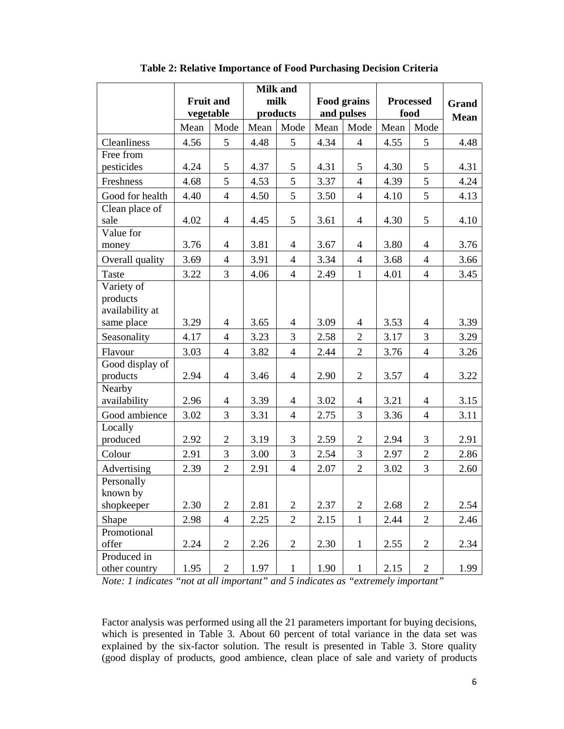**Table 2: Relative Importance of Food Purchasing Decision Criteria**

| | Fruit and vegetable | | Milk and milk products | | Food grains and pulses | | Processed food | | Grand Mean |
|---|---|---|---|---|---|---|---|---|---|
| | Mean | Mode | Mean | Mode | Mean | Mode | Mean | Mode | |
| Cleanliness | 4.56 | 5 | 4.48 | 5 | 4.34 | 4 | 4.55 | 5 | 4.48 |
| Free from pesticides | 4.24 | 5 | 4.37 | 5 | 4.31 | 5 | 4.30 | 5 | 4.31 |
| Freshness | 4.68 | 5 | 4.53 | 5 | 3.37 | 4 | 4.39 | 5 | 4.24 |
| Good for health | 4.40 | 4 | 4.50 | 5 | 3.50 | 4 | 4.10 | 5 | 4.13 |
| Clean place of sale | 4.02 | 4 | 4.45 | 5 | 3.61 | 4 | 4.30 | 5 | 4.10 |
| Value for money | 3.76 | 4 | 3.81 | 4 | 3.67 | 4 | 3.80 | 4 | 3.76 |
| Overall quality | 3.69 | 4 | 3.91 | 4 | 3.34 | 4 | 3.68 | 4 | 3.66 |
| Taste | 3.22 | 3 | 4.06 | 4 | 2.49 | 1 | 4.01 | 4 | 3.45 |
| Variety of products availability at same place | 3.29 | 4 | 3.65 | 4 | 3.09 | 4 | 3.53 | 4 | 3.39 |
| Seasonality | 4.17 | 4 | 3.23 | 3 | 2.58 | 2 | 3.17 | 3 | 3.29 |
| Flavour | 3.03 | 4 | 3.82 | 4 | 2.44 | 2 | 3.76 | 4 | 3.26 |
| Good display of products | 2.94 | 4 | 3.46 | 4 | 2.90 | 2 | 3.57 | 4 | 3.22 |
| Nearby availability | 2.96 | 4 | 3.39 | 4 | 3.02 | 4 | 3.21 | 4 | 3.15 |
| Good ambience | 3.02 | 3 | 3.31 | 4 | 2.75 | 3 | 3.36 | 4 | 3.11 |
| Locally produced | 2.92 | 2 | 3.19 | 3 | 2.59 | 2 | 2.94 | 3 | 2.91 |
| Colour | 2.91 | 3 | 3.00 | 3 | 2.54 | 3 | 2.97 | 2 | 2.86 |
| Advertising | 2.39 | 2 | 2.91 | 4 | 2.07 | 2 | 3.02 | 3 | 2.60 |
| Personally known by shopkeeper | 2.30 | 2 | 2.81 | 2 | 2.37 | 2 | 2.68 | 2 | 2.54 |
| Shape | 2.98 | 4 | 2.25 | 2 | 2.15 | 1 | 2.44 | 2 | 2.46 |
| Promotional offer | 2.24 | 2 | 2.26 | 2 | 2.30 | 1 | 2.55 | 2 | 2.34 |
| Produced in other country | 1.95 | 2 | 1.97 | 1 | 1.90 | 1 | 2.15 | 2 | 1.99 |

*Note: 1 indicates "not at all important" and 5 indicates as "extremely important"*

Factor analysis was performed using all the 21 parameters important for buying decisions, which is presented in Table 3. About 60 percent of total variance in the data set was explained by the six-factor solution. The result is presented in Table 3. Store quality (good display of products, good ambience, clean place of sale and variety of products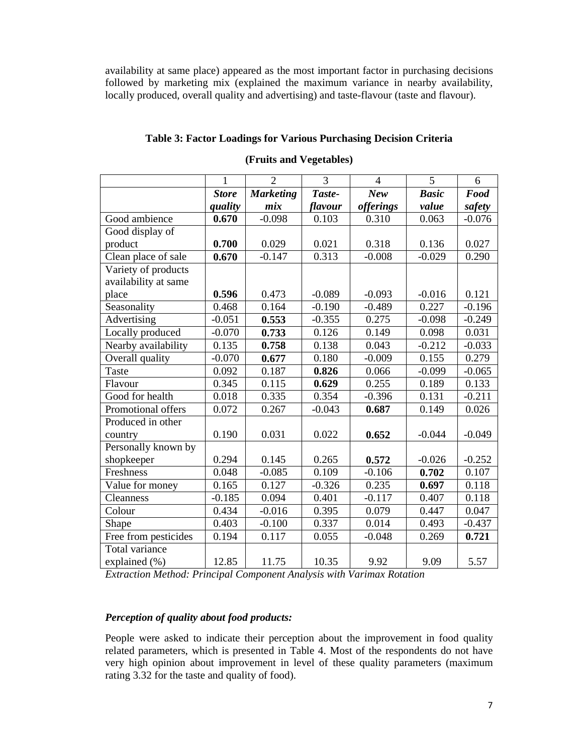availability at same place) appeared as the most important factor in purchasing decisions followed by marketing mix (explained the maximum variance in nearby availability, locally produced, overall quality and advertising) and taste-flavour (taste and flavour).

**Table 3: Factor Loadings for Various Purchasing Decision Criteria**

**(Fruits and Vegetables)**

| | 1 | 2 | 3 | 4 | 5 | 6 |
|---|---|---|---|---|---|---|
| | ***Store quality*** | ***Marketing mix*** | ***Taste-flavour*** | ***New offerings*** | ***Basic value*** | ***Food safety*** |
| Good ambience | **0.670** | -0.098 | 0.103 | 0.310 | 0.063 | -0.076 |
| Good display of product | **0.700** | 0.029 | 0.021 | 0.318 | 0.136 | 0.027 |
| Clean place of sale | **0.670** | -0.147 | 0.313 | -0.008 | -0.029 | 0.290 |
| Variety of products availability at same place | **0.596** | 0.473 | -0.089 | -0.093 | -0.016 | 0.121 |
| Seasonality | 0.468 | 0.164 | -0.190 | -0.489 | 0.227 | -0.196 |
| Advertising | -0.051 | **0.553** | -0.355 | 0.275 | -0.098 | -0.249 |
| Locally produced | -0.070 | **0.733** | 0.126 | 0.149 | 0.098 | 0.031 |
| Nearby availability | 0.135 | **0.758** | 0.138 | 0.043 | -0.212 | -0.033 |
| Overall quality | -0.070 | **0.677** | 0.180 | -0.009 | 0.155 | 0.279 |
| Taste | 0.092 | 0.187 | **0.826** | 0.066 | -0.099 | -0.065 |
| Flavour | 0.345 | 0.115 | **0.629** | 0.255 | 0.189 | 0.133 |
| Good for health | 0.018 | 0.335 | 0.354 | -0.396 | 0.131 | -0.211 |
| Promotional offers | 0.072 | 0.267 | -0.043 | **0.687** | 0.149 | 0.026 |
| Produced in other country | 0.190 | 0.031 | 0.022 | **0.652** | -0.044 | -0.049 |
| Personally known by shopkeeper | 0.294 | 0.145 | 0.265 | **0.572** | -0.026 | -0.252 |
| Freshness | 0.048 | -0.085 | 0.109 | -0.106 | **0.702** | 0.107 |
| Value for money | 0.165 | 0.127 | -0.326 | 0.235 | **0.697** | 0.118 |
| Cleanness | -0.185 | 0.094 | 0.401 | -0.117 | 0.407 | 0.118 |
| Colour | 0.434 | -0.016 | 0.395 | 0.079 | 0.447 | 0.047 |
| Shape | 0.403 | -0.100 | 0.337 | 0.014 | 0.493 | -0.437 |
| Free from pesticides | 0.194 | 0.117 | 0.055 | -0.048 | 0.269 | **0.721** |
| Total variance explained (%) | 12.85 | 11.75 | 10.35 | 9.92 | 9.09 | 5.57 |

*Extraction Method: Principal Component Analysis with Varimax Rotation*

***Perception of quality about food products:***

People were asked to indicate their perception about the improvement in food quality related parameters, which is presented in Table 4. Most of the respondents do not have very high opinion about improvement in level of these quality parameters (maximum rating 3.32 for the taste and quality of food).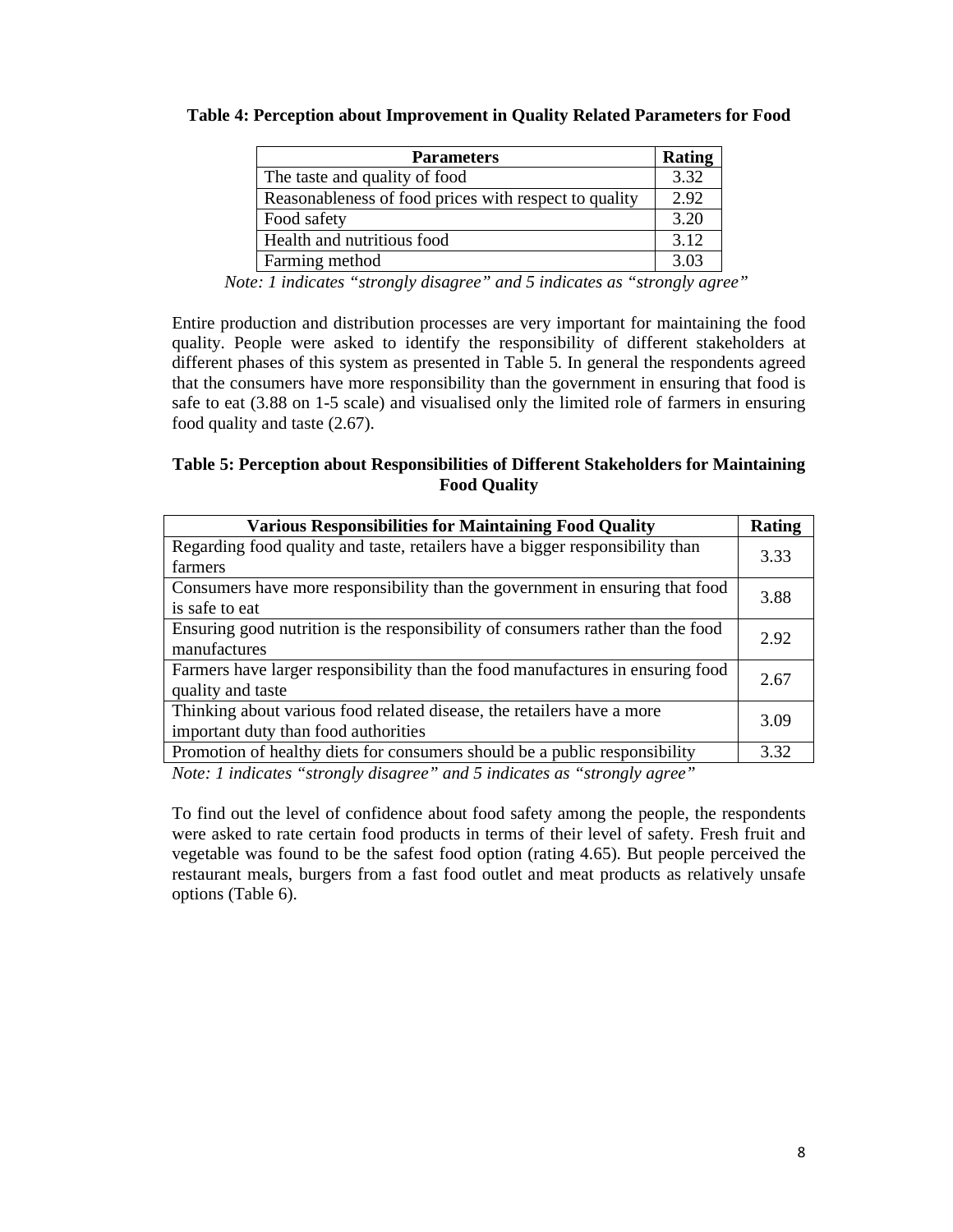**Table 4: Perception about Improvement in Quality Related Parameters for Food**

| Parameters | Rating |
|---|---|
| The taste and quality of food | 3.32 |
| Reasonableness of food prices with respect to quality | 2.92 |
| Food safety | 3.20 |
| Health and nutritious food | 3.12 |
| Farming method | 3.03 |

*Note: 1 indicates "strongly disagree" and 5 indicates as "strongly agree"*

Entire production and distribution processes are very important for maintaining the food quality. People were asked to identify the responsibility of different stakeholders at different phases of this system as presented in Table 5. In general the respondents agreed that the consumers have more responsibility than the government in ensuring that food is safe to eat (3.88 on 1-5 scale) and visualised only the limited role of farmers in ensuring food quality and taste (2.67).

**Table 5: Perception about Responsibilities of Different Stakeholders for Maintaining Food Quality**

| Various Responsibilities for Maintaining Food Quality | Rating |
|---|---|
| Regarding food quality and taste, retailers have a bigger responsibility than farmers | 3.33 |
| Consumers have more responsibility than the government in ensuring that food is safe to eat | 3.88 |
| Ensuring good nutrition is the responsibility of consumers rather than the food manufactures | 2.92 |
| Farmers have larger responsibility than the food manufactures in ensuring food quality and taste | 2.67 |
| Thinking about various food related disease, the retailers have a more important duty than food authorities | 3.09 |
| Promotion of healthy diets for consumers should be a public responsibility | 3.32 |

*Note: 1 indicates "strongly disagree" and 5 indicates as "strongly agree"*

To find out the level of confidence about food safety among the people, the respondents were asked to rate certain food products in terms of their level of safety. Fresh fruit and vegetable was found to be the safest food option (rating 4.65). But people perceived the restaurant meals, burgers from a fast food outlet and meat products as relatively unsafe options (Table 6).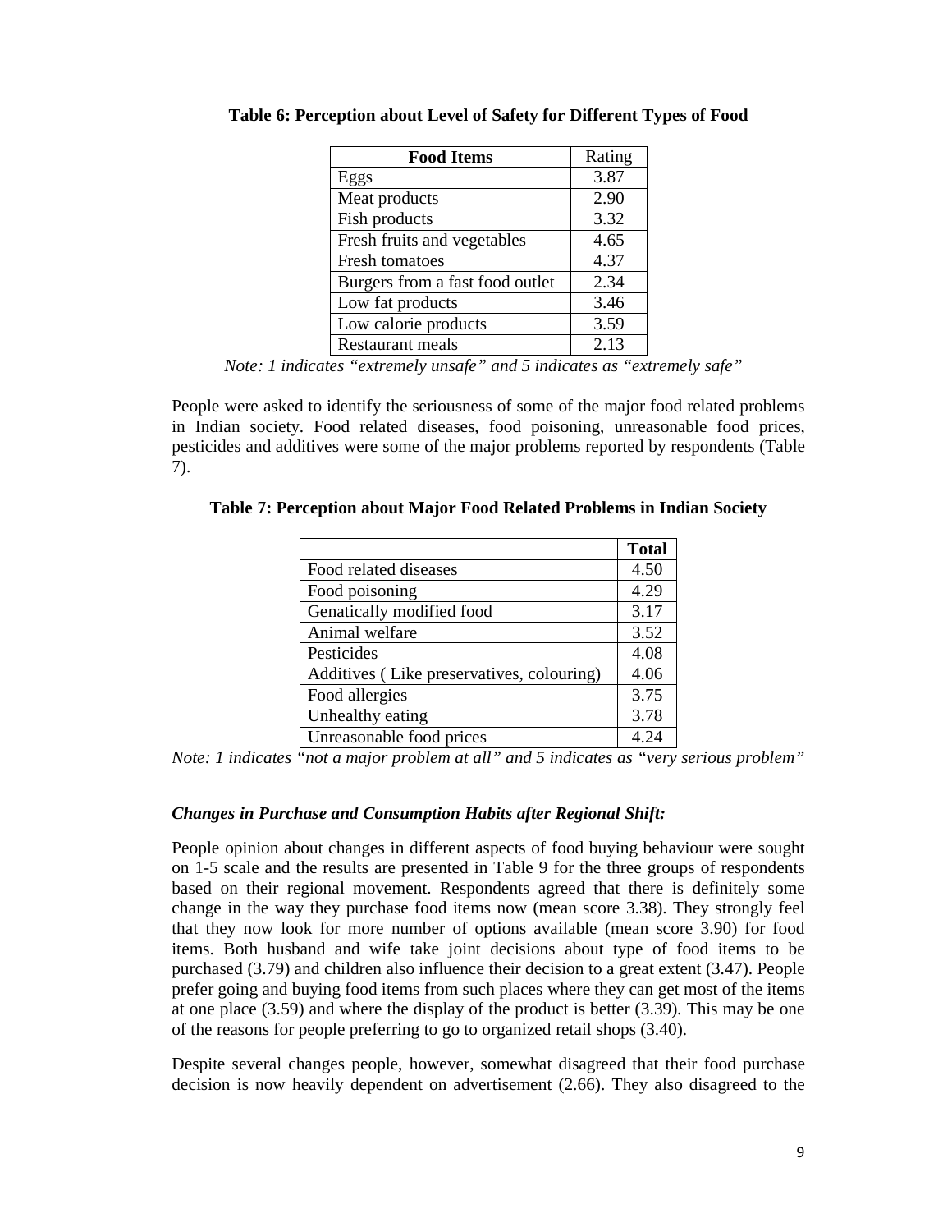**Table 6: Perception about Level of Safety for Different Types of Food**

| Food Items | Rating |
|---|---|
| Eggs | 3.87 |
| Meat products | 2.90 |
| Fish products | 3.32 |
| Fresh fruits and vegetables | 4.65 |
| Fresh tomatoes | 4.37 |
| Burgers from a fast food outlet | 2.34 |
| Low fat products | 3.46 |
| Low calorie products | 3.59 |
| Restaurant meals | 2.13 |

*Note: 1 indicates "extremely unsafe" and 5 indicates as "extremely safe"*

People were asked to identify the seriousness of some of the major food related problems in Indian society. Food related diseases, food poisoning, unreasonable food prices, pesticides and additives were some of the major problems reported by respondents (Table 7).

**Table 7: Perception about Major Food Related Problems in Indian Society**

| | **Total** |
|---|---|
| Food related diseases | 4.50 |
| Food poisoning | 4.29 |
| Genatically modified food | 3.17 |
| Animal welfare | 3.52 |
| Pesticides | 4.08 |
| Additives ( Like preservatives, colouring) | 4.06 |
| Food allergies | 3.75 |
| Unhealthy eating | 3.78 |
| Unreasonable food prices | 4.24 |

*Note: 1 indicates "not a major problem at all" and 5 indicates as "very serious problem"*

***Changes in Purchase and Consumption Habits after Regional Shift:***

People opinion about changes in different aspects of food buying behaviour were sought on 1-5 scale and the results are presented in Table 9 for the three groups of respondents based on their regional movement. Respondents agreed that there is definitely some change in the way they purchase food items now (mean score 3.38). They strongly feel that they now look for more number of options available (mean score 3.90) for food items. Both husband and wife take joint decisions about type of food items to be purchased (3.79) and children also influence their decision to a great extent (3.47). People prefer going and buying food items from such places where they can get most of the items at one place (3.59) and where the display of the product is better (3.39). This may be one of the reasons for people preferring to go to organized retail shops (3.40).

Despite several changes people, however, somewhat disagreed that their food purchase decision is now heavily dependent on advertisement (2.66). They also disagreed to the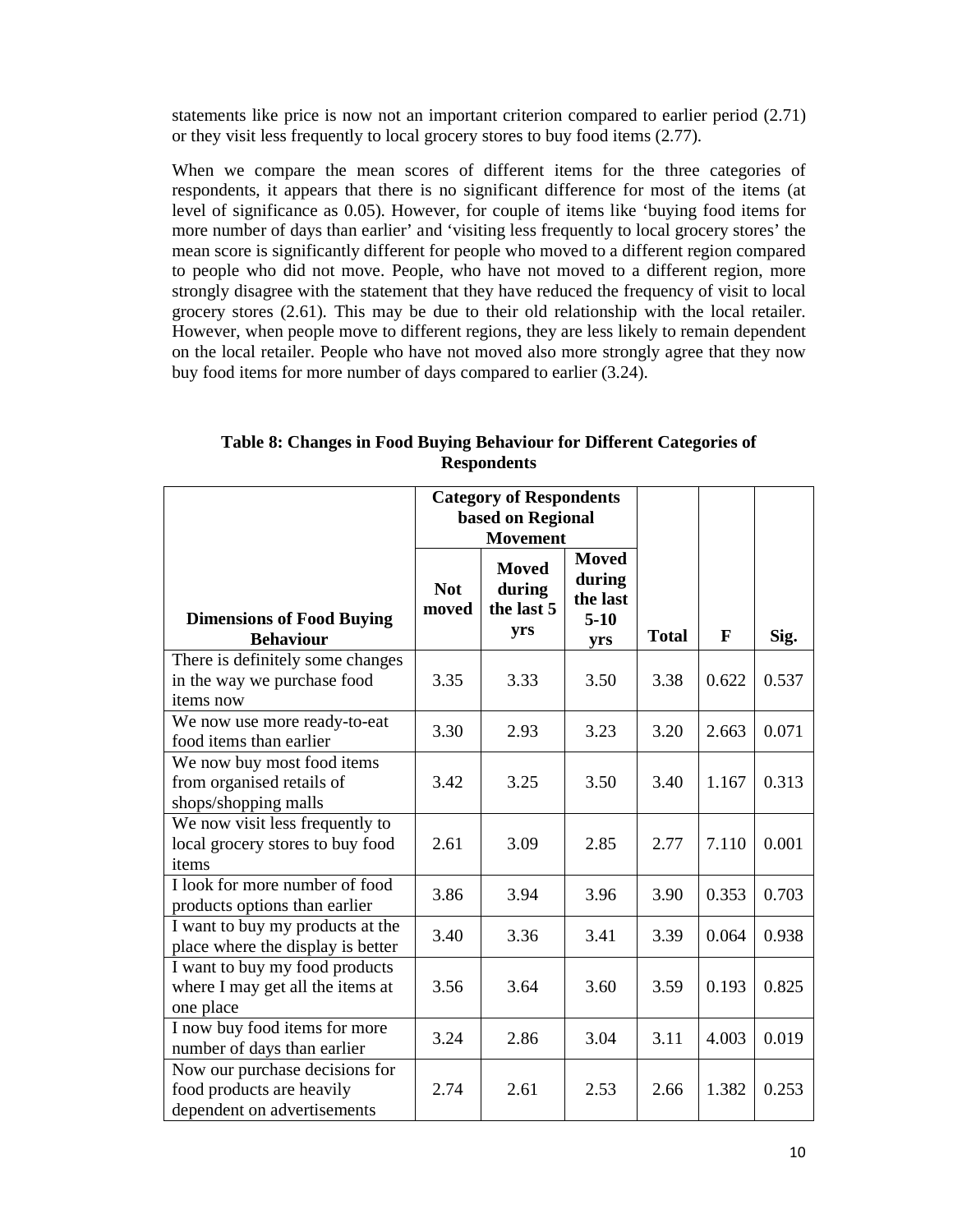statements like price is now not an important criterion compared to earlier period (2.71) or they visit less frequently to local grocery stores to buy food items (2.77).

When we compare the mean scores of different items for the three categories of respondents, it appears that there is no significant difference for most of the items (at level of significance as 0.05). However, for couple of items like 'buying food items for more number of days than earlier' and 'visiting less frequently to local grocery stores' the mean score is significantly different for people who moved to a different region compared to people who did not move. People, who have not moved to a different region, more strongly disagree with the statement that they have reduced the frequency of visit to local grocery stores (2.61). This may be due to their old relationship with the local retailer. However, when people move to different regions, they are less likely to remain dependent on the local retailer. People who have not moved also more strongly agree that they now buy food items for more number of days compared to earlier (3.24).

**Table 8: Changes in Food Buying Behaviour for Different Categories of Respondents**

| Dimensions of Food Buying Behaviour | Category of Respondents based on Regional Movement | | | Total | F | Sig. |
|---|---|---|---|---|---|---|
| | Not moved | Moved during the last 5 yrs | Moved during the last 5-10 yrs | | | |
| There is definitely some changes in the way we purchase food items now | 3.35 | 3.33 | 3.50 | 3.38 | 0.622 | 0.537 |
| We now use more ready-to-eat food items than earlier | 3.30 | 2.93 | 3.23 | 3.20 | 2.663 | 0.071 |
| We now buy most food items from organised retails of shops/shopping malls | 3.42 | 3.25 | 3.50 | 3.40 | 1.167 | 0.313 |
| We now visit less frequently to local grocery stores to buy food items | 2.61 | 3.09 | 2.85 | 2.77 | 7.110 | 0.001 |
| I look for more number of food products options than earlier | 3.86 | 3.94 | 3.96 | 3.90 | 0.353 | 0.703 |
| I want to buy my products at the place where the display is better | 3.40 | 3.36 | 3.41 | 3.39 | 0.064 | 0.938 |
| I want to buy my food products where I may get all the items at one place | 3.56 | 3.64 | 3.60 | 3.59 | 0.193 | 0.825 |
| I now buy food items for more number of days than earlier | 3.24 | 2.86 | 3.04 | 3.11 | 4.003 | 0.019 |
| Now our purchase decisions for food products are heavily dependent on advertisements | 2.74 | 2.61 | 2.53 | 2.66 | 1.382 | 0.253 |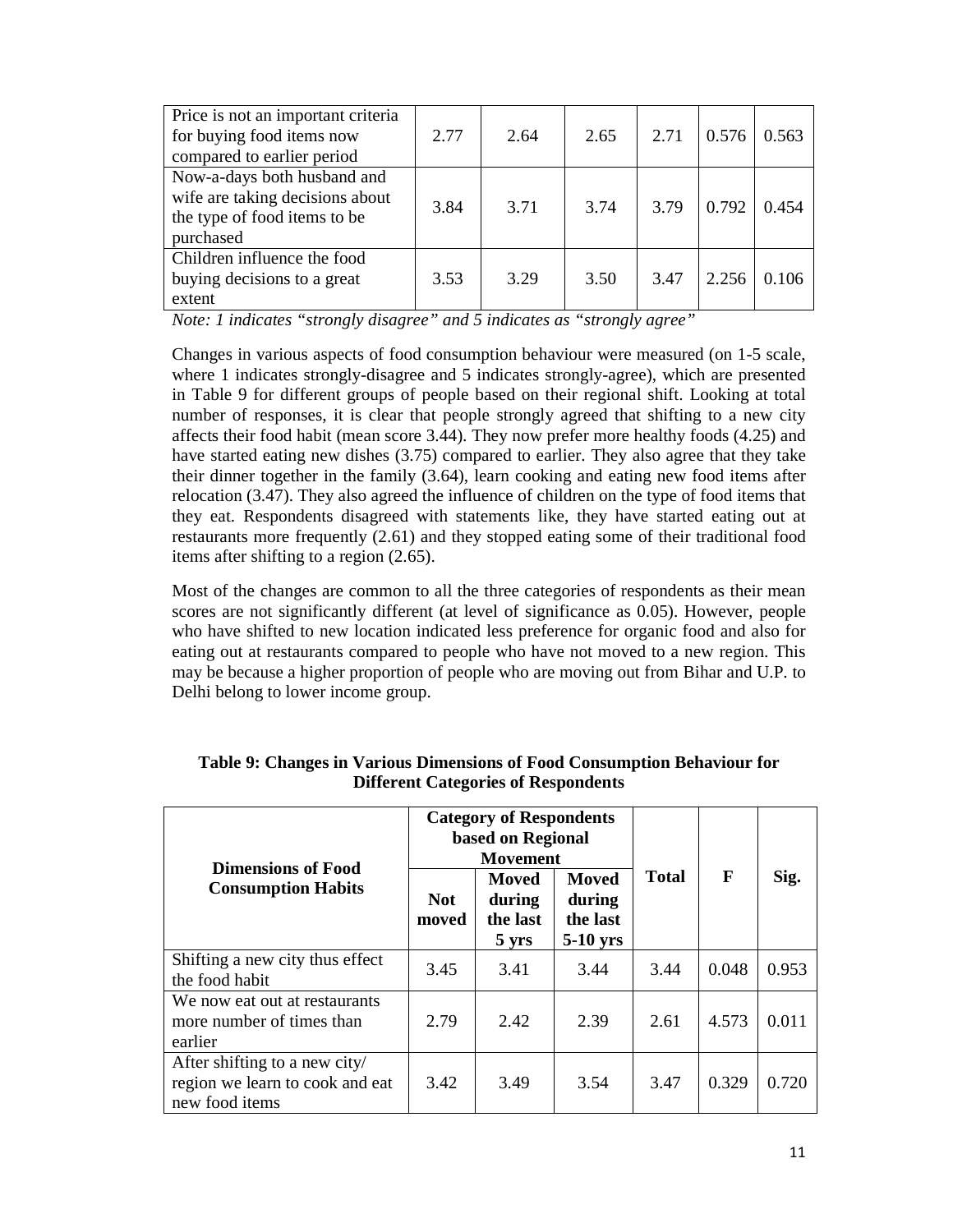| Price is not an important criteria for buying food items now compared to earlier period | 2.77 | 2.64 | 2.65 | 2.71 | 0.576 | 0.563 |
|---|---|---|---|---|---|---|
| Now-a-days both husband and wife are taking decisions about the type of food items to be purchased | 3.84 | 3.71 | 3.74 | 3.79 | 0.792 | 0.454 |
| Children influence the food buying decisions to a great extent | 3.53 | 3.29 | 3.50 | 3.47 | 2.256 | 0.106 |

*Note: 1 indicates "strongly disagree" and 5 indicates as "strongly agree"*

Changes in various aspects of food consumption behaviour were measured (on 1-5 scale, where 1 indicates strongly-disagree and 5 indicates strongly-agree), which are presented in Table 9 for different groups of people based on their regional shift. Looking at total number of responses, it is clear that people strongly agreed that shifting to a new city affects their food habit (mean score 3.44). They now prefer more healthy foods (4.25) and have started eating new dishes (3.75) compared to earlier. They also agree that they take their dinner together in the family (3.64), learn cooking and eating new food items after relocation (3.47). They also agreed the influence of children on the type of food items that they eat. Respondents disagreed with statements like, they have started eating out at restaurants more frequently (2.61) and they stopped eating some of their traditional food items after shifting to a region (2.65).

Most of the changes are common to all the three categories of respondents as their mean scores are not significantly different (at level of significance as 0.05). However, people who have shifted to new location indicated less preference for organic food and also for eating out at restaurants compared to people who have not moved to a new region. This may be because a higher proportion of people who are moving out from Bihar and U.P. to Delhi belong to lower income group.

**Table 9: Changes in Various Dimensions of Food Consumption Behaviour for Different Categories of Respondents**

| Dimensions of Food Consumption Habits | Category of Respondents based on Regional Movement | | | Total | F | Sig. |
|---|---|---|---|---|---|---|
| | Not moved | Moved during the last 5 yrs | Moved during the last 5-10 yrs | | | |
| Shifting a new city thus effect the food habit | 3.45 | 3.41 | 3.44 | 3.44 | 0.048 | 0.953 |
| We now eat out at restaurants more number of times than earlier | 2.79 | 2.42 | 2.39 | 2.61 | 4.573 | 0.011 |
| After shifting to a new city/ region we learn to cook and eat new food items | 3.42 | 3.49 | 3.54 | 3.47 | 0.329 | 0.720 |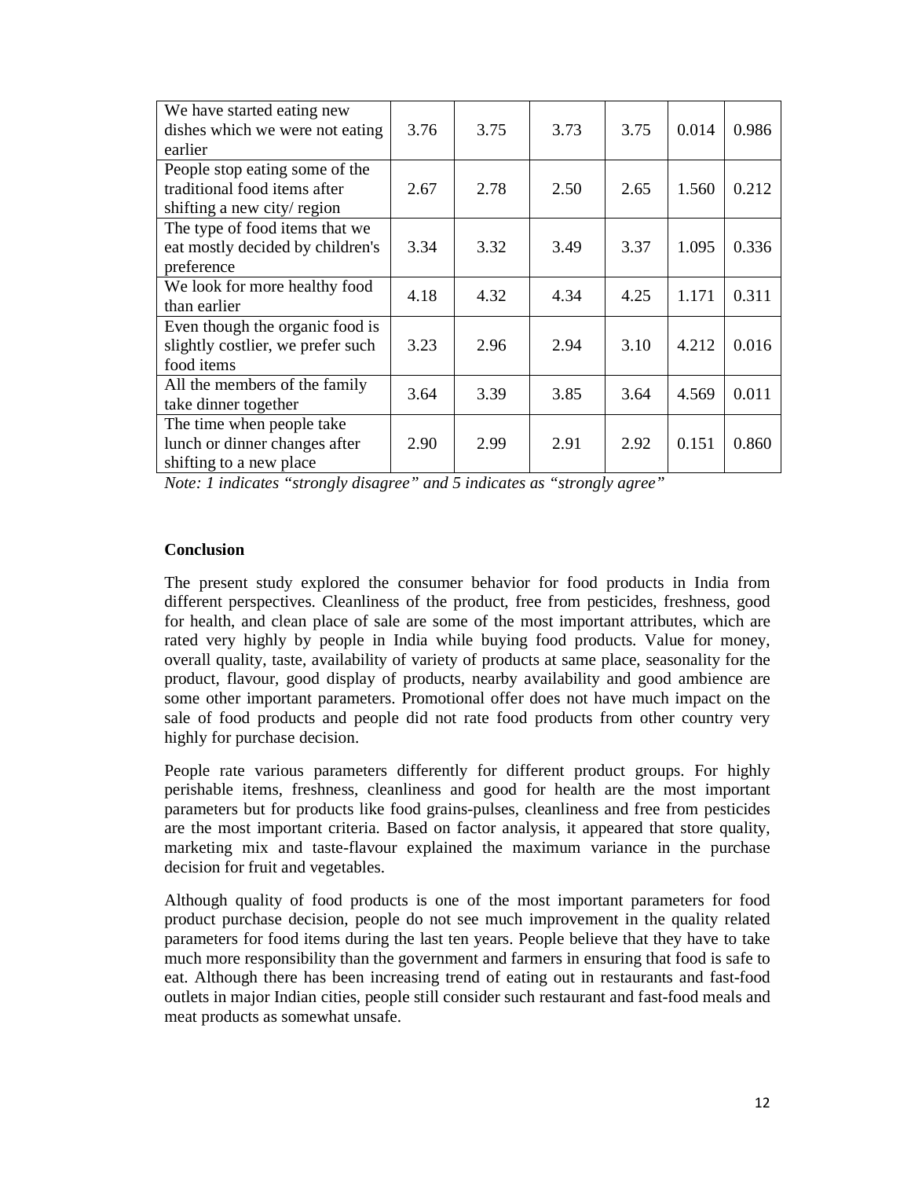| | | | | | | |
|---|---|---|---|---|---|---|
| We have started eating new dishes which we were not eating earlier | 3.76 | 3.75 | 3.73 | 3.75 | 0.014 | 0.986 |
| People stop eating some of the traditional food items after shifting a new city/ region | 2.67 | 2.78 | 2.50 | 2.65 | 1.560 | 0.212 |
| The type of food items that we eat mostly decided by children's preference | 3.34 | 3.32 | 3.49 | 3.37 | 1.095 | 0.336 |
| We look for more healthy food than earlier | 4.18 | 4.32 | 4.34 | 4.25 | 1.171 | 0.311 |
| Even though the organic food is slightly costlier, we prefer such food items | 3.23 | 2.96 | 2.94 | 3.10 | 4.212 | 0.016 |
| All the members of the family take dinner together | 3.64 | 3.39 | 3.85 | 3.64 | 4.569 | 0.011 |
| The time when people take lunch or dinner changes after shifting to a new place | 2.90 | 2.99 | 2.91 | 2.92 | 0.151 | 0.860 |

*Note: 1 indicates "strongly disagree" and 5 indicates as "strongly agree"*

**Conclusion**

The present study explored the consumer behavior for food products in India from different perspectives. Cleanliness of the product, free from pesticides, freshness, good for health, and clean place of sale are some of the most important attributes, which are rated very highly by people in India while buying food products. Value for money, overall quality, taste, availability of variety of products at same place, seasonality for the product, flavour, good display of products, nearby availability and good ambience are some other important parameters. Promotional offer does not have much impact on the sale of food products and people did not rate food products from other country very highly for purchase decision.

People rate various parameters differently for different product groups. For highly perishable items, freshness, cleanliness and good for health are the most important parameters but for products like food grains-pulses, cleanliness and free from pesticides are the most important criteria. Based on factor analysis, it appeared that store quality, marketing mix and taste-flavour explained the maximum variance in the purchase decision for fruit and vegetables.

Although quality of food products is one of the most important parameters for food product purchase decision, people do not see much improvement in the quality related parameters for food items during the last ten years. People believe that they have to take much more responsibility than the government and farmers in ensuring that food is safe to eat. Although there has been increasing trend of eating out in restaurants and fast-food outlets in major Indian cities, people still consider such restaurant and fast-food meals and meat products as somewhat unsafe.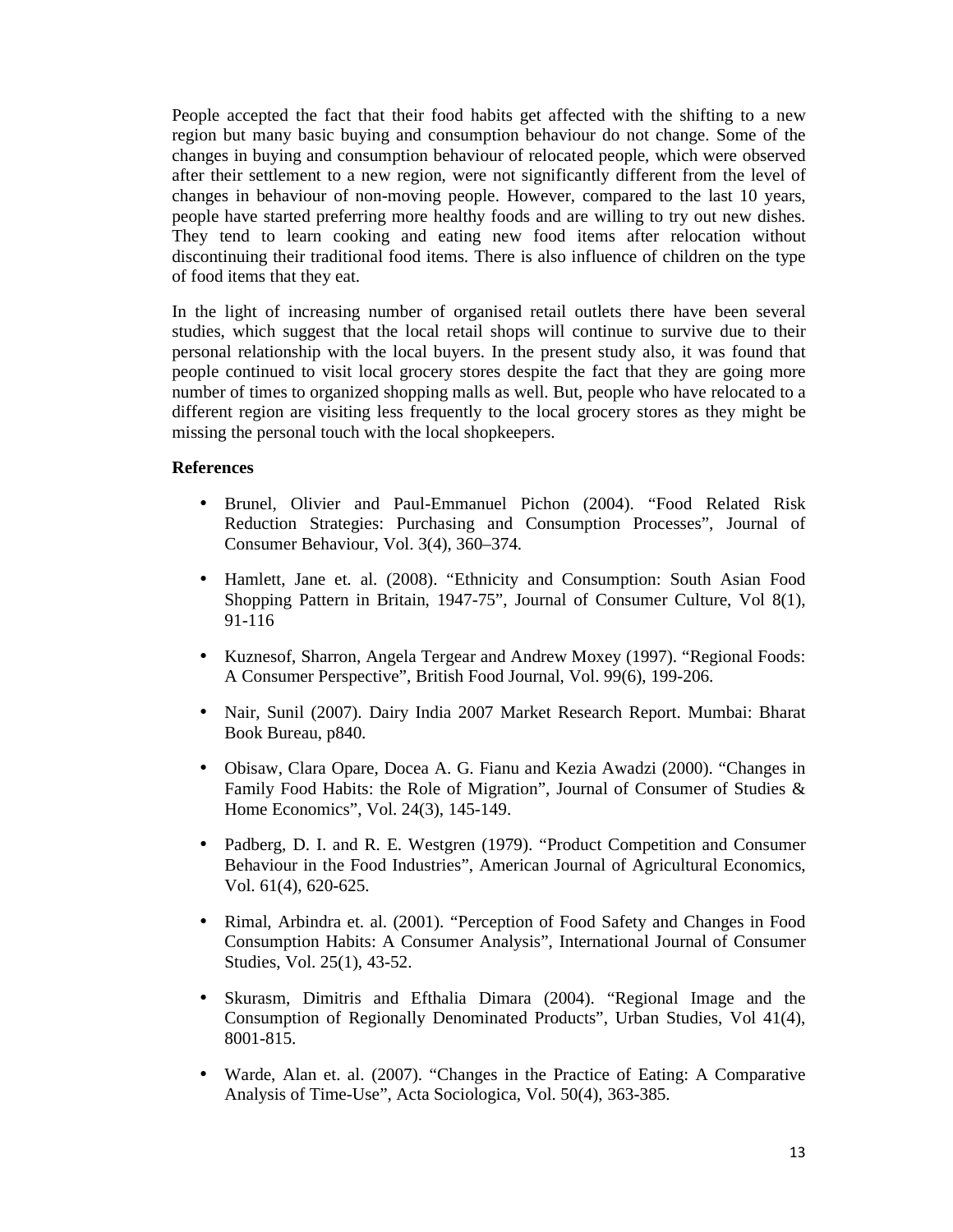People accepted the fact that their food habits get affected with the shifting to a new region but many basic buying and consumption behaviour do not change. Some of the changes in buying and consumption behaviour of relocated people, which were observed after their settlement to a new region, were not significantly different from the level of changes in behaviour of non-moving people. However, compared to the last 10 years, people have started preferring more healthy foods and are willing to try out new dishes. They tend to learn cooking and eating new food items after relocation without discontinuing their traditional food items. There is also influence of children on the type of food items that they eat.

In the light of increasing number of organised retail outlets there have been several studies, which suggest that the local retail shops will continue to survive due to their personal relationship with the local buyers. In the present study also, it was found that people continued to visit local grocery stores despite the fact that they are going more number of times to organized shopping malls as well. But, people who have relocated to a different region are visiting less frequently to the local grocery stores as they might be missing the personal touch with the local shopkeepers.

**References**

- Brunel, Olivier and Paul-Emmanuel Pichon (2004). "Food Related Risk Reduction Strategies: Purchasing and Consumption Processes", Journal of Consumer Behaviour, Vol. 3(4), 360–374.
- Hamlett, Jane et. al. (2008). "Ethnicity and Consumption: South Asian Food Shopping Pattern in Britain, 1947-75", Journal of Consumer Culture, Vol 8(1), 91-116
- Kuznesof, Sharron, Angela Tergear and Andrew Moxey (1997). "Regional Foods: A Consumer Perspective", British Food Journal, Vol. 99(6), 199-206.
- Nair, Sunil (2007). Dairy India 2007 Market Research Report. Mumbai: Bharat Book Bureau, p840.
- Obisaw, Clara Opare, Docea A. G. Fianu and Kezia Awadzi (2000). "Changes in Family Food Habits: the Role of Migration", Journal of Consumer of Studies & Home Economics", Vol. 24(3), 145-149.
- Padberg, D. I. and R. E. Westgren (1979). "Product Competition and Consumer Behaviour in the Food Industries", American Journal of Agricultural Economics, Vol. 61(4), 620-625.
- Rimal, Arbindra et. al. (2001). "Perception of Food Safety and Changes in Food Consumption Habits: A Consumer Analysis", International Journal of Consumer Studies, Vol. 25(1), 43-52.
- Skurasm, Dimitris and Efthalia Dimara (2004). "Regional Image and the Consumption of Regionally Denominated Products", Urban Studies, Vol 41(4), 8001-815.
- Warde, Alan et. al. (2007). "Changes in the Practice of Eating: A Comparative Analysis of Time-Use", Acta Sociologica, Vol. 50(4), 363-385.